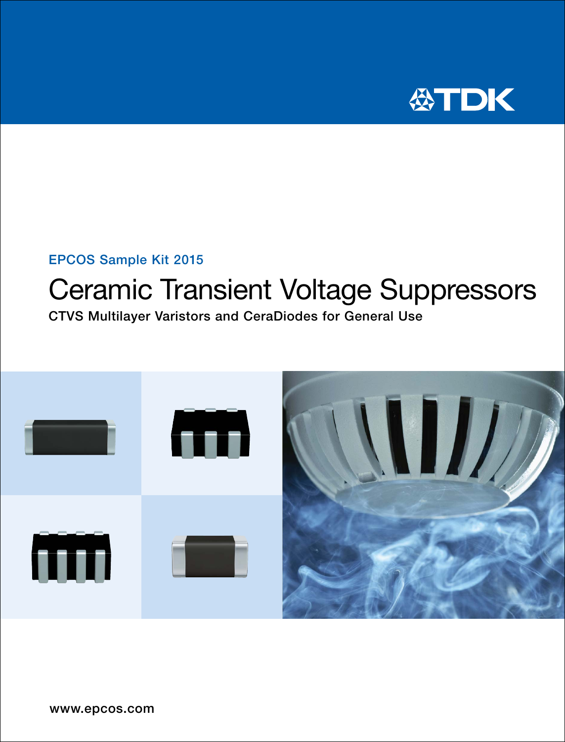TDK

EPCOS Sample Kit 2015

# Ceramic Transient Voltage Suppressors

**CTVS Multilayer Varistors and CeraDiodes for General Use**

www.epcos.com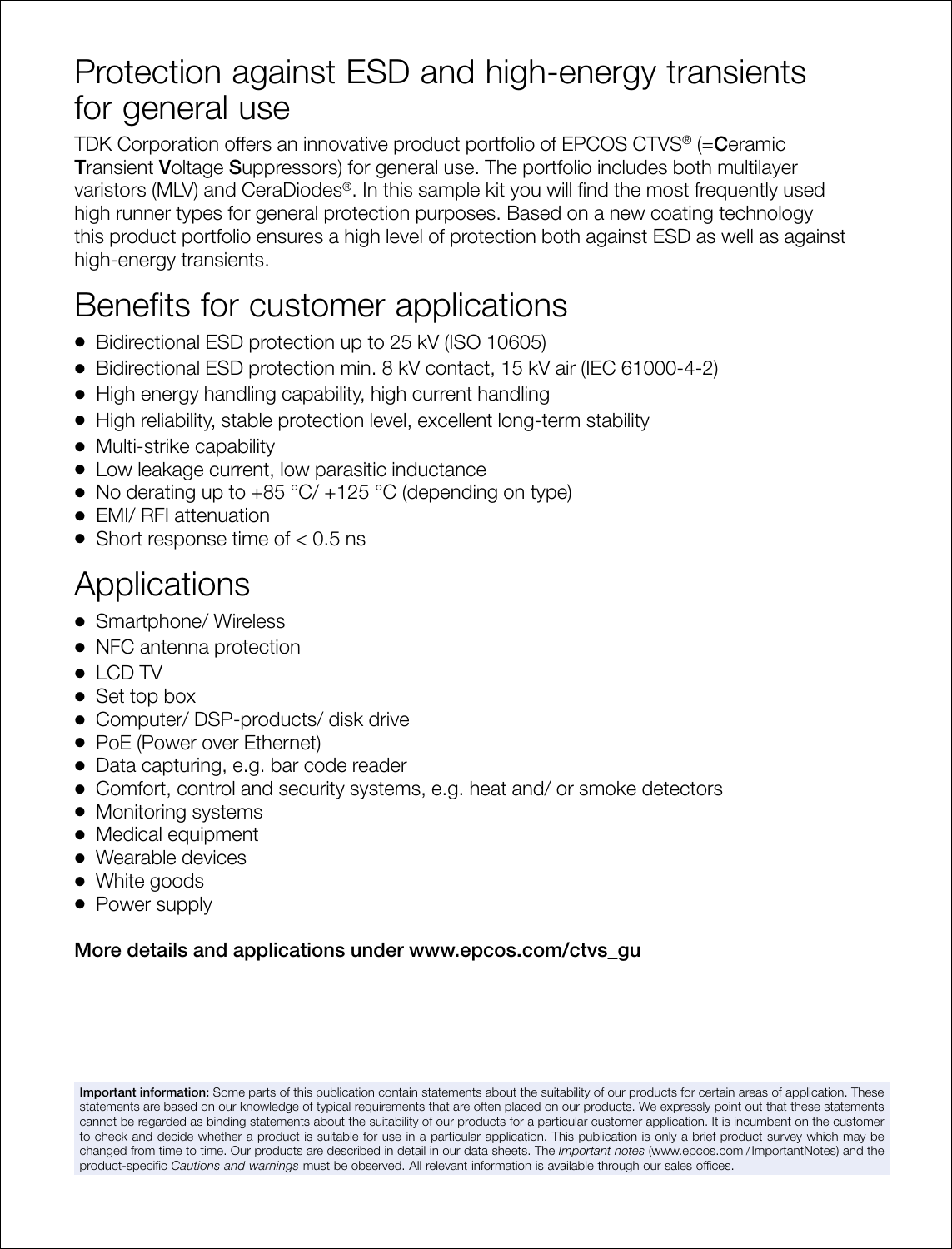# Protection against ESD and high-energy transients for general use

TDK Corporation offers an innovative product portfolio of EPCOS CTVS® (=**C**eramic **T**ransient **V**oltage **S**uppressors) for general use. The portfolio includes both multilayer varistors (MLV) and CeraDiodes®. In this sample kit you will find the most frequently used high runner types for general protection purposes. Based on a new coating technology this product portfolio ensures a high level of protection both against ESD as well as against high-energy transients.

# Benefits for customer applications

- Bidirectional ESD protection up to 25 kV (ISO 10605)
- Bidirectional ESD protection min. 8 kV contact, 15 kV air (IEC 61000-4-2)
- High energy handling capability, high current handling
- High reliability, stable protection level, excellent long-term stability
- Multi-strike capability
- Low leakage current, low parasitic inductance
- No derating up to +85 °C/ +125 °C (depending on type)
- EMI/ RFI attenuation
- Short response time of < 0.5 ns

# Applications

- Smartphone/ Wireless
- NFC antenna protection
- LCD TV
- Set top box
- Computer/ DSP-products/ disk drive
- PoE (Power over Ethernet)
- Data capturing, e.g. bar code reader
- Comfort, control and security systems, e.g. heat and/ or smoke detectors
- Monitoring systems
- Medical equipment
- Wearable devices
- White goods
- Power supply

**More details and applications under www.epcos.com/ctvs_gu**

**Important information:** Some parts of this publication contain statements about the suitability of our products for certain areas of application. These statements are based on our knowledge of typical requirements that are often placed on our products. We expressly point out that these statements cannot be regarded as binding statements about the suitability of our products for a particular customer application. It is incumbent on the customer to check and decide whether a product is suitable for use in a particular application. This publication is only a brief product survey which may be changed from time to time. Our products are described in detail in our data sheets. The *Important notes* (www.epcos.com /ImportantNotes) and the product-specific *Cautions and warnings* must be observed. All relevant information is available through our sales offices.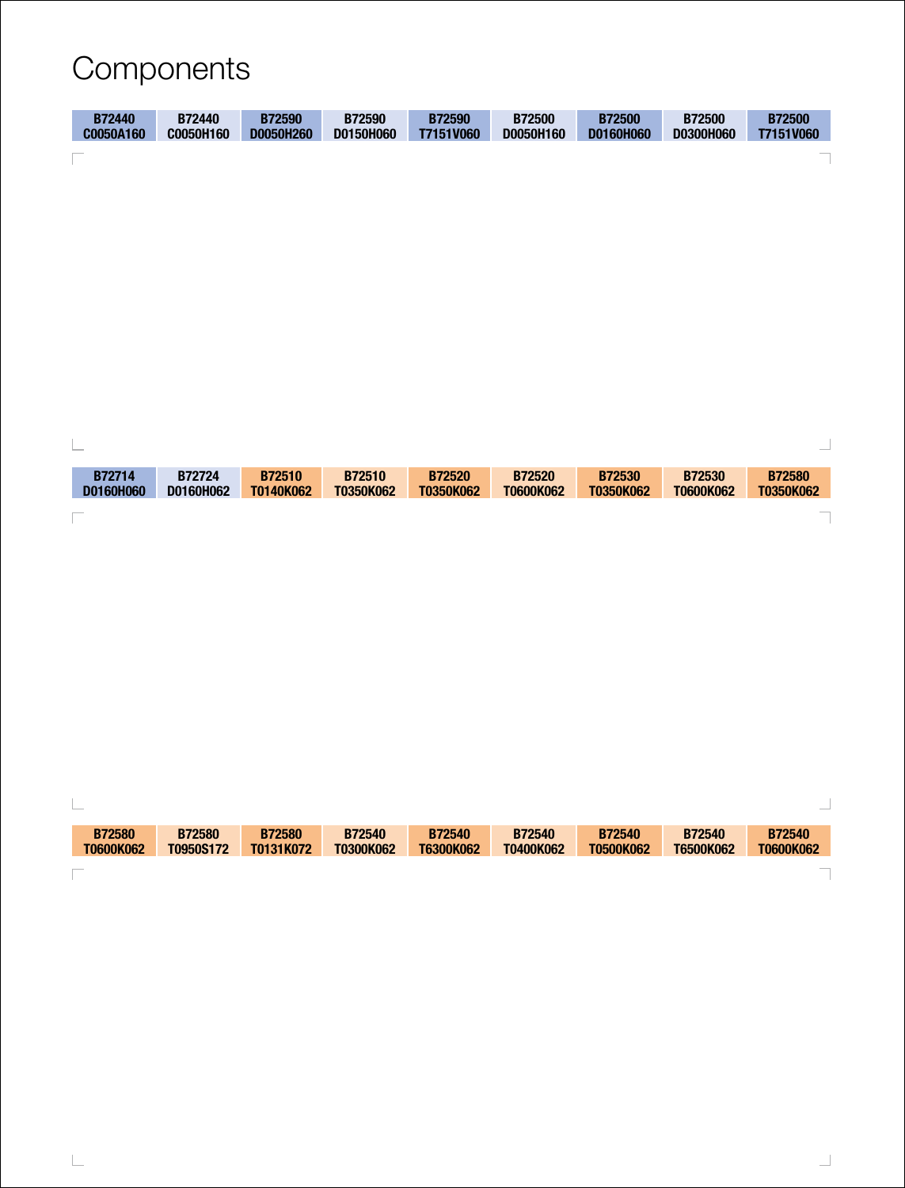# Components

| B72440 C0050A160 | B72440 C0050H160 | B72590 D0050H260 | B72590 D0150H060 | B72590 T7151V060 | B72500 D0050H160 | B72500 D0160H060 | B72500 D0300H060 | B72500 T7151V060 |
|---|---|---|---|---|---|---|---|---|

| B72714 D0160H060 | B72724 D0160H062 | B72510 T0140K062 | B72510 T0350K062 | B72520 T0350K062 | B72520 T0600K062 | B72530 T0350K062 | B72530 T0600K062 | B72580 T0350K062 |
|---|---|---|---|---|---|---|---|---|

| B72580 T0600K062 | B72580 T0950S172 | B72580 T0131K072 | B72540 T0300K062 | B72540 T6300K062 | B72540 T0400K062 | B72540 T0500K062 | B72540 T6500K062 | B72540 T0600K062 |
|---|---|---|---|---|---|---|---|---|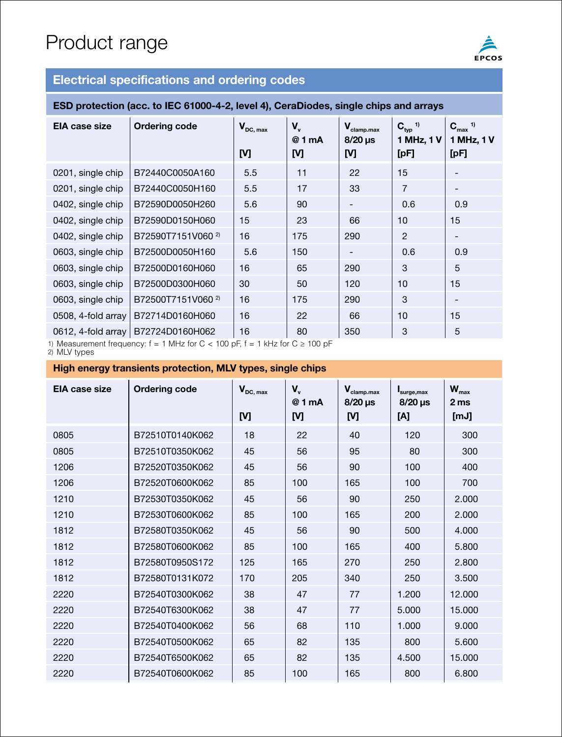# Product range

## Electrical specifications and ordering codes

### ESD protection (acc. to IEC 61000-4-2, level 4), CeraDiodes, single chips and arrays

| EIA case size | Ordering code | $V_{DC, max}$ [V] | $V_v$ @ 1 mA [V] | $V_{clamp.max}$ 8/20 µs [V] | $C_{typ}$ [1] 1 MHz, 1 V [pF] | $C_{max}$ [1] 1 MHz, 1 V [pF] |
|---|---|---|---|---|---|---|
| 0201, single chip | B72440C0050A160 | 5.5 | 11 | 22 | 15 | - |
| 0201, single chip | B72440C0050H160 | 5.5 | 17 | 33 | 7 | - |
| 0402, single chip | B72590D0050H260 | 5.6 | 90 | - | 0.6 | 0.9 |
| 0402, single chip | B72590D0150H060 | 15 | 23 | 66 | 10 | 15 |
| 0402, single chip | B72590T7151V060 [2] | 16 | 175 | 290 | 2 | - |
| 0603, single chip | B72500D0050H160 | 5.6 | 150 | - | 0.6 | 0.9 |
| 0603, single chip | B72500D0160H060 | 16 | 65 | 290 | 3 | 5 |
| 0603, single chip | B72500D0300H060 | 30 | 50 | 120 | 10 | 15 |
| 0603, single chip | B72500T7151V060 [2] | 16 | 175 | 290 | 3 | - |
| 0508, 4-fold array | B72714D0160H060 | 16 | 22 | 66 | 10 | 15 |
| 0612, 4-fold array | B72724D0160H062 | 16 | 80 | 350 | 3 | 5 |

1) Measurement frequency: f = 1 MHz for C < 100 pF, f = 1 kHz for C ≥ 100 pF
2) MLV types

### High energy transients protection, MLV types, single chips

| EIA case size | Ordering code | $V_{DC, max}$ [V] | $V_v$ @ 1 mA [V] | $V_{clamp.max}$ 8/20 µs [V] | $I_{surge,max}$ 8/20 µs [A] | $W_{max}$ 2 ms [mJ] |
|---|---|---|---|---|---|---|
| 0805 | B72510T0140K062 | 18 | 22 | 40 | 120 | 300 |
| 0805 | B72510T0350K062 | 45 | 56 | 95 | 80 | 300 |
| 1206 | B72520T0350K062 | 45 | 56 | 90 | 100 | 400 |
| 1206 | B72520T0600K062 | 85 | 100 | 165 | 100 | 700 |
| 1210 | B72530T0350K062 | 45 | 56 | 90 | 250 | 2.000 |
| 1210 | B72530T0600K062 | 85 | 100 | 165 | 200 | 2.000 |
| 1812 | B72580T0350K062 | 45 | 56 | 90 | 500 | 4.000 |
| 1812 | B72580T0600K062 | 85 | 100 | 165 | 400 | 5.800 |
| 1812 | B72580T0950S172 | 125 | 165 | 270 | 250 | 2.800 |
| 1812 | B72580T0131K072 | 170 | 205 | 340 | 250 | 3.500 |
| 2220 | B72540T0300K062 | 38 | 47 | 77 | 1.200 | 12.000 |
| 2220 | B72540T6300K062 | 38 | 47 | 77 | 5.000 | 15.000 |
| 2220 | B72540T0400K062 | 56 | 68 | 110 | 1.000 | 9.000 |
| 2220 | B72540T0500K062 | 65 | 82 | 135 | 800 | 5.600 |
| 2220 | B72540T6500K062 | 65 | 82 | 135 | 4.500 | 15.000 |
| 2220 | B72540T0600K062 | 85 | 100 | 165 | 800 | 6.800 |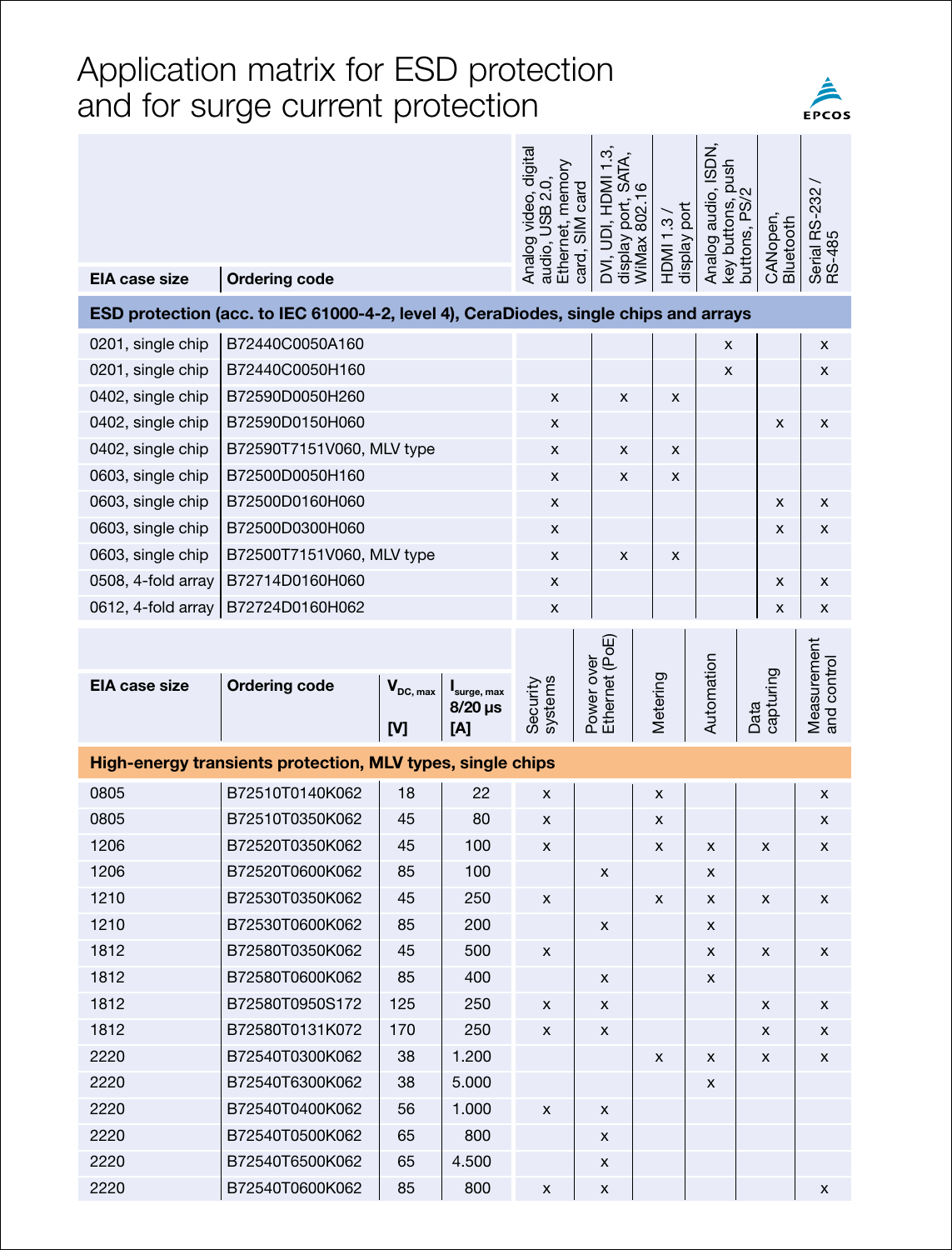# Application matrix for ESD protection and for surge current protection

| EIA case size | Ordering code | Analog video, digital audio, USB 2.0, Ethernet, memory card, SIM card | DVI, UDI, HDMI 1.3, display port, SATA, WiMax 802.16 | HDMI 1.3 / display port | Analog audio, ISDN, key buttons, push buttons, PS/2 | CANopen, Bluetooth | Serial RS-232 / RS-485 |
|---|---|---|---|---|---|---|---|
| **ESD protection (acc. to IEC 61000-4-2, level 4), CeraDiodes, single chips and arrays** | | | | | | | |
| 0201, single chip | B72440C0050A160 | | | | x | | x |
| 0201, single chip | B72440C0050H160 | | | | x | | x |
| 0402, single chip | B72590D0050H260 | x | x | x | | | |
| 0402, single chip | B72590D0150H060 | x | | | | x | x |
| 0402, single chip | B72590T7151V060, MLV type | x | x | x | | | |
| 0603, single chip | B72500D0050H160 | x | x | x | | | |
| 0603, single chip | B72500D0160H060 | x | | | | x | x |
| 0603, single chip | B72500D0300H060 | x | | | | x | x |
| 0603, single chip | B72500T7151V060, MLV type | x | x | x | | | |
| 0508, 4-fold array | B72714D0160H060 | x | | | | x | x |
| 0612, 4-fold array | B72724D0160H062 | x | | | | x | x |

| EIA case size | Ordering code | $V_{DC,\,max}$ [V] | $I_{surge,\,max}$ 8/20 µs [A] | Security systems | Power over Ethernet (PoE) | Metering | Automation | Data capturing | Measurement and control |
|---|---|---|---|---|---|---|---|---|---|
| **High-energy transients protection, MLV types, single chips** | | | | | | | | | |
| 0805 | B72510T0140K062 | 18 | 22 | x | | x | | | x |
| 0805 | B72510T0350K062 | 45 | 80 | x | | x | | | x |
| 1206 | B72520T0350K062 | 45 | 100 | x | | x | x | x | x |
| 1206 | B72520T0600K062 | 85 | 100 | | x | | x | | |
| 1210 | B72530T0350K062 | 45 | 250 | x | | x | x | x | x |
| 1210 | B72530T0600K062 | 85 | 200 | | x | | x | | |
| 1812 | B72580T0350K062 | 45 | 500 | x | | | x | x | x |
| 1812 | B72580T0600K062 | 85 | 400 | | x | | x | | |
| 1812 | B72580T0950S172 | 125 | 250 | x | x | | | x | x |
| 1812 | B72580T0131K072 | 170 | 250 | x | x | | | x | x |
| 2220 | B72540T0300K062 | 38 | 1.200 | | | x | x | x | x |
| 2220 | B72540T6300K062 | 38 | 5.000 | | | | x | | |
| 2220 | B72540T0400K062 | 56 | 1.000 | x | x | | | | |
| 2220 | B72540T0500K062 | 65 | 800 | | x | | | | |
| 2220 | B72540T6500K062 | 65 | 4.500 | | x | | | | |
| 2220 | B72540T0600K062 | 85 | 800 | x | x | | | | x |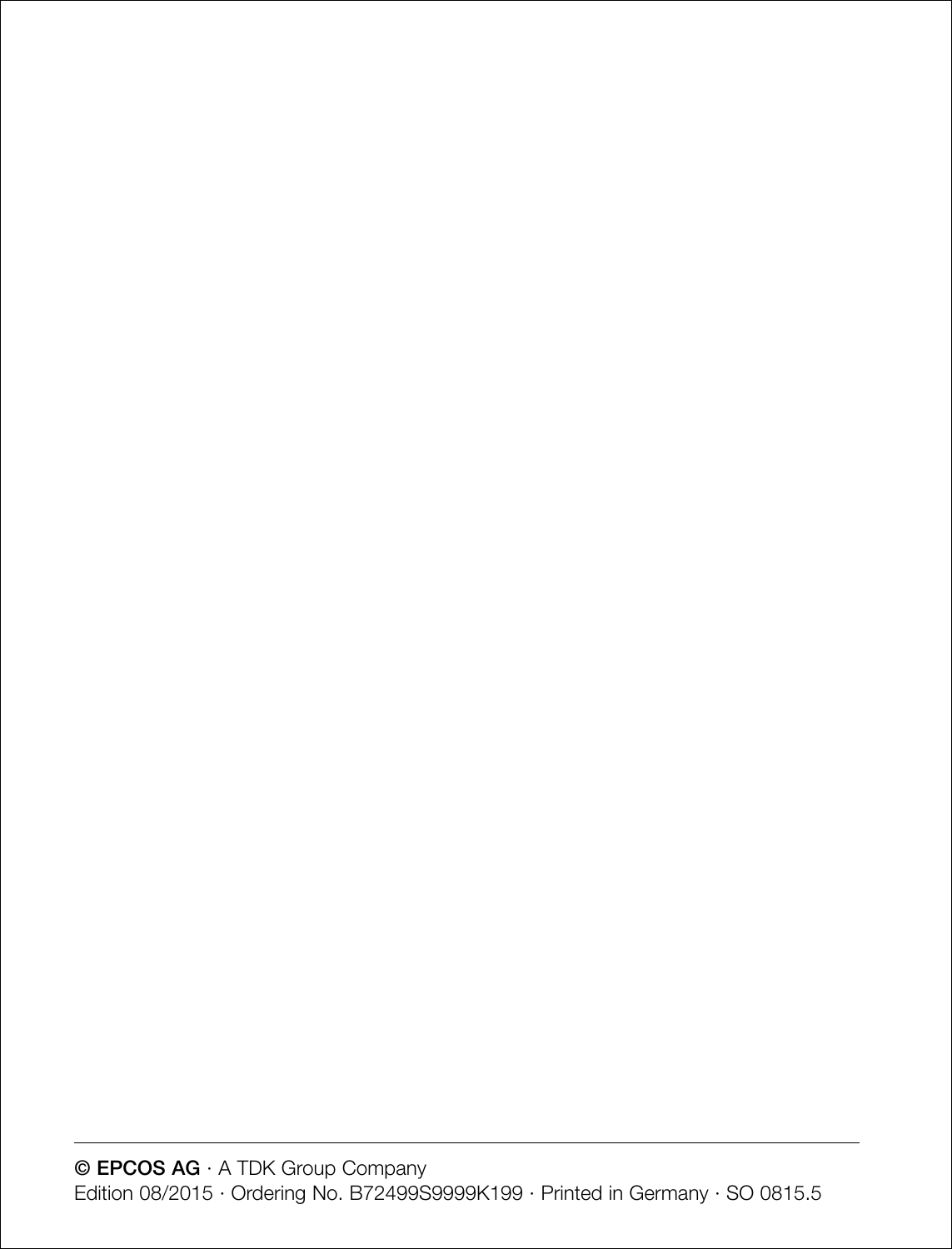© **EPCOS AG** · A TDK Group Company
Edition 08/2015 · Ordering No. B72499S9999K199 · Printed in Germany · SO 0815.5